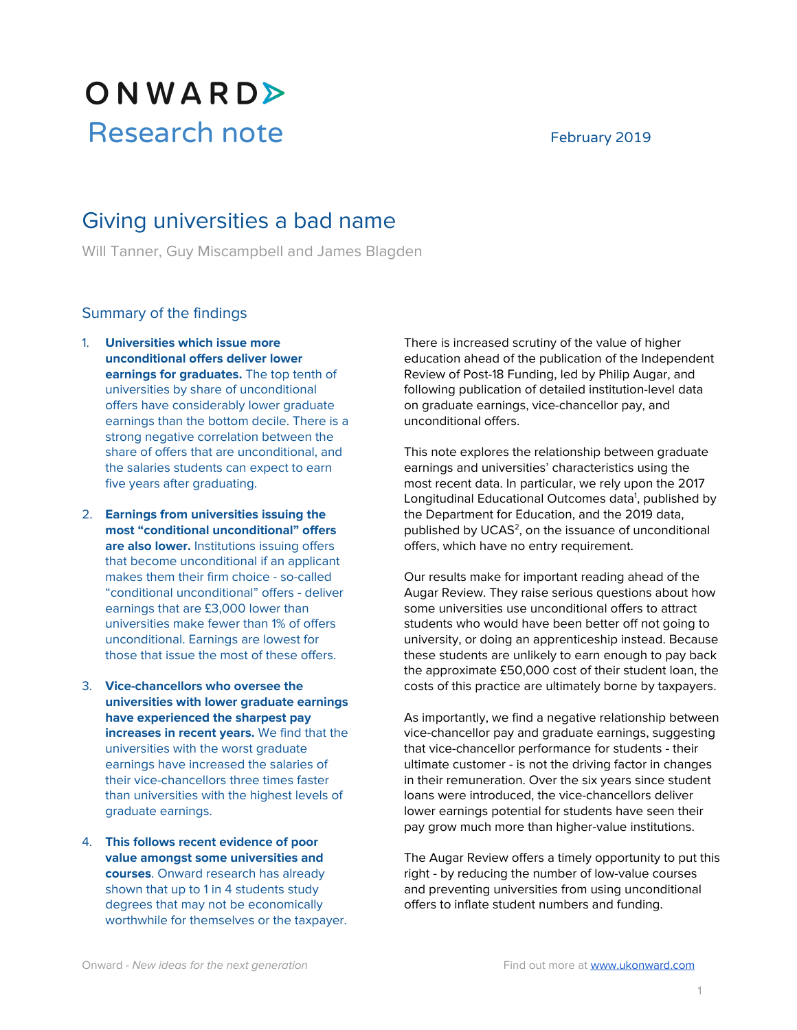# ONWARD

## Research note

February 2019

# Giving universities a bad name

Will Tanner, Guy Miscampbell and James Blagden

## Summary of the findings

1. **Universities which issue more unconditional offers deliver lower earnings for graduates.** The top tenth of universities by share of unconditional offers have considerably lower graduate earnings than the bottom decile. There is a strong negative correlation between the share of offers that are unconditional, and the salaries students can expect to earn five years after graduating.

2. **Earnings from universities issuing the most "conditional unconditional" offers are also lower.** Institutions issuing offers that become unconditional if an applicant makes them their firm choice - so-called "conditional unconditional" offers - deliver earnings that are £3,000 lower than universities make fewer than 1% of offers unconditional. Earnings are lowest for those that issue the most of these offers.

3. **Vice-chancellors who oversee the universities with lower graduate earnings have experienced the sharpest pay increases in recent years.** We find that the universities with the worst graduate earnings have increased the salaries of their vice-chancellors three times faster than universities with the highest levels of graduate earnings.

4. **This follows recent evidence of poor value amongst some universities and courses**. Onward research has already shown that up to 1 in 4 students study degrees that may not be economically worthwhile for themselves or the taxpayer.

There is increased scrutiny of the value of higher education ahead of the publication of the Independent Review of Post-18 Funding, led by Philip Augar, and following publication of detailed institution-level data on graduate earnings, vice-chancellor pay, and unconditional offers.

This note explores the relationship between graduate earnings and universities' characteristics using the most recent data. In particular, we rely upon the 2017 Longitudinal Educational Outcomes data[1], published by the Department for Education, and the 2019 data, published by UCAS[2], on the issuance of unconditional offers, which have no entry requirement.

Our results make for important reading ahead of the Augar Review. They raise serious questions about how some universities use unconditional offers to attract students who would have been better off not going to university, or doing an apprenticeship instead. Because these students are unlikely to earn enough to pay back the approximate £50,000 cost of their student loan, the costs of this practice are ultimately borne by taxpayers.

As importantly, we find a negative relationship between vice-chancellor pay and graduate earnings, suggesting that vice-chancellor performance for students - their ultimate customer - is not the driving factor in changes in their remuneration. Over the six years since student loans were introduced, the vice-chancellors deliver lower earnings potential for students have seen their pay grow much more than higher-value institutions.

The Augar Review offers a timely opportunity to put this right - by reducing the number of low-value courses and preventing universities from using unconditional offers to inflate student numbers and funding.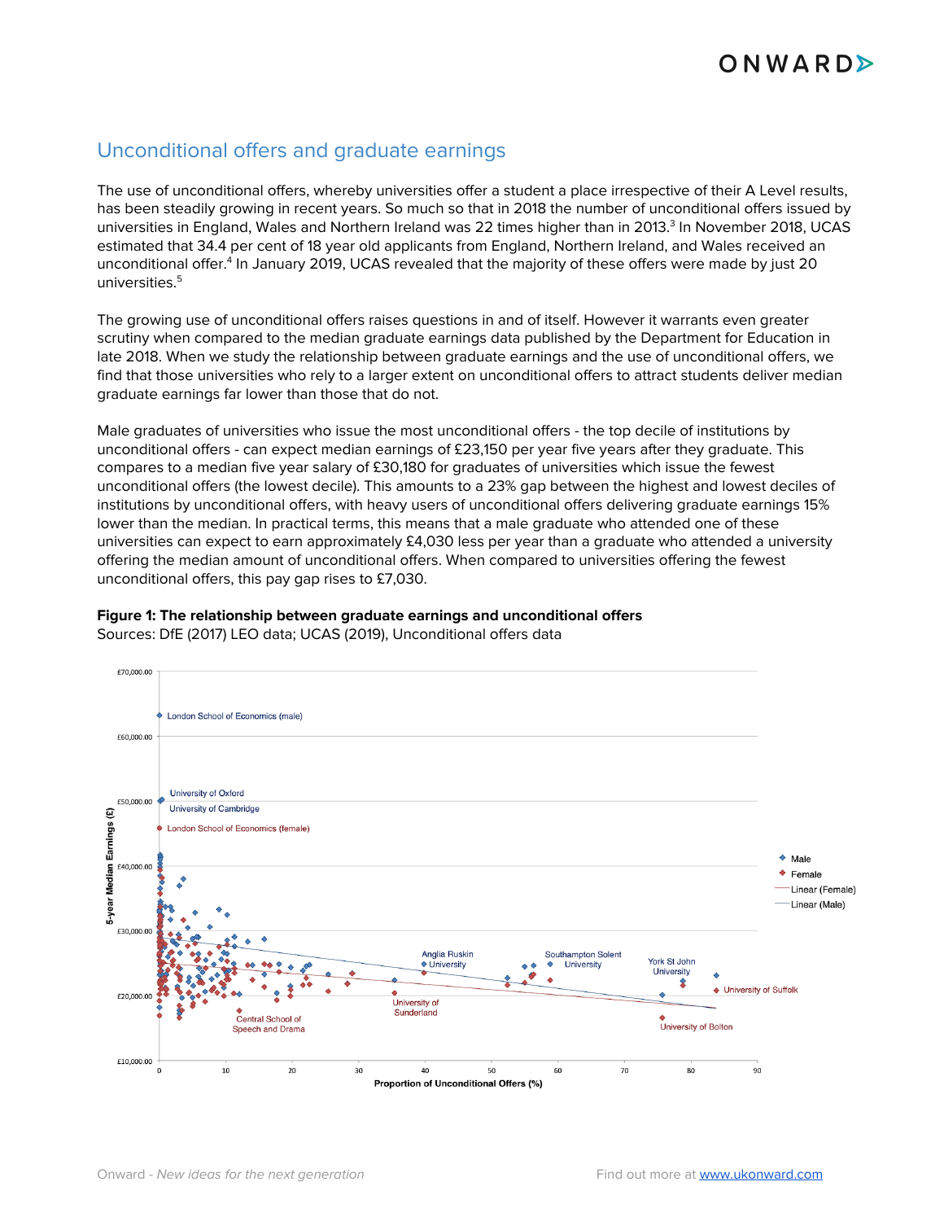## Unconditional offers and graduate earnings

The use of unconditional offers, whereby universities offer a student a place irrespective of their A Level results, has been steadily growing in recent years. So much so that in 2018 the number of unconditional offers issued by universities in England, Wales and Northern Ireland was 22 times higher than in 2013.[3] In November 2018, UCAS estimated that 34.4 per cent of 18 year old applicants from England, Northern Ireland, and Wales received an unconditional offer.[4] In January 2019, UCAS revealed that the majority of these offers were made by just 20 universities.[5]

The growing use of unconditional offers raises questions in and of itself. However it warrants even greater scrutiny when compared to the median graduate earnings data published by the Department for Education in late 2018. When we study the relationship between graduate earnings and the use of unconditional offers, we find that those universities who rely to a larger extent on unconditional offers to attract students deliver median graduate earnings far lower than those that do not.

Male graduates of universities who issue the most unconditional offers - the top decile of institutions by unconditional offers - can expect median earnings of £23,150 per year five years after they graduate. This compares to a median five year salary of £30,180 for graduates of universities which issue the fewest unconditional offers (the lowest decile). This amounts to a 23% gap between the highest and lowest deciles of institutions by unconditional offers, with heavy users of unconditional offers delivering graduate earnings 15% lower than the median. In practical terms, this means that a male graduate who attended one of these universities can expect to earn approximately £4,030 less per year than a graduate who attended a university offering the median amount of unconditional offers. When compared to universities offering the fewest unconditional offers, this pay gap rises to £7,030.

**Figure 1: The relationship between graduate earnings and unconditional offers**
Sources: DfE (2017) LEO data; UCAS (2019), Unconditional offers data

5-year Median Earnings (£)

£70,000.00
£60,000.00
£50,000.00
£40,000.00
£30,000.00
£20,000.00
£10,000.00

London School of Economics (male)
University of Oxford
University of Cambridge
London School of Economics (female)
Central School of Speech and Drama
Anglia Ruskin University
University of Sunderland
Southampton Solent University
York St John University
University of Suffolk
University of Bolton

Male
Female
Linear (Female)
Linear (Male)

0 10 20 30 40 50 60 70 80 90

Proportion of Unconditional Offers (%)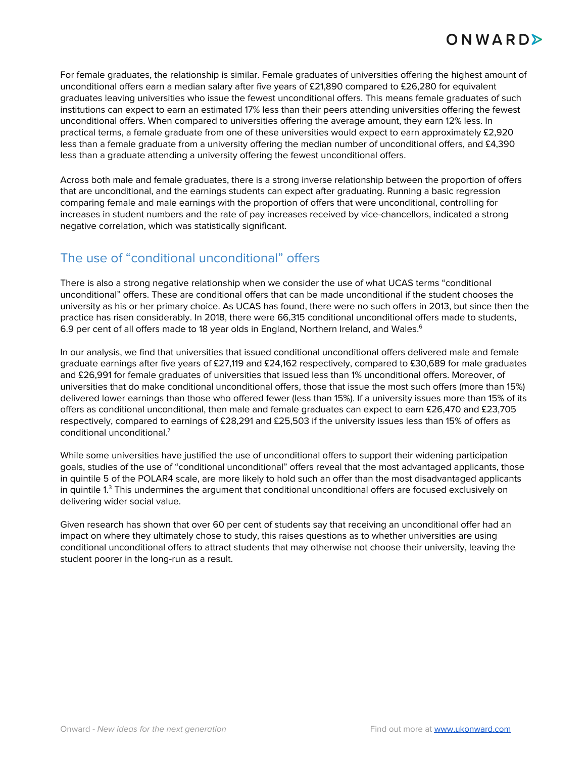For female graduates, the relationship is similar. Female graduates of universities offering the highest amount of unconditional offers earn a median salary after five years of £21,890 compared to £26,280 for equivalent graduates leaving universities who issue the fewest unconditional offers. This means female graduates of such institutions can expect to earn an estimated 17% less than their peers attending universities offering the fewest unconditional offers. When compared to universities offering the average amount, they earn 12% less. In practical terms, a female graduate from one of these universities would expect to earn approximately £2,920 less than a female graduate from a university offering the median number of unconditional offers, and £4,390 less than a graduate attending a university offering the fewest unconditional offers.

Across both male and female graduates, there is a strong inverse relationship between the proportion of offers that are unconditional, and the earnings students can expect after graduating. Running a basic regression comparing female and male earnings with the proportion of offers that were unconditional, controlling for increases in student numbers and the rate of pay increases received by vice-chancellors, indicated a strong negative correlation, which was statistically significant.

## The use of "conditional unconditional" offers

There is also a strong negative relationship when we consider the use of what UCAS terms "conditional unconditional" offers. These are conditional offers that can be made unconditional if the student chooses the university as his or her primary choice. As UCAS has found, there were no such offers in 2013, but since then the practice has risen considerably. In 2018, there were 66,315 conditional unconditional offers made to students, 6.9 per cent of all offers made to 18 year olds in England, Northern Ireland, and Wales.[6]

In our analysis, we find that universities that issued conditional unconditional offers delivered male and female graduate earnings after five years of £27,119 and £24,162 respectively, compared to £30,689 for male graduates and £26,991 for female graduates of universities that issued less than 1% unconditional offers. Moreover, of universities that do make conditional unconditional offers, those that issue the most such offers (more than 15%) delivered lower earnings than those who offered fewer (less than 15%). If a university issues more than 15% of its offers as conditional unconditional, then male and female graduates can expect to earn £26,470 and £23,705 respectively, compared to earnings of £28,291 and £25,503 if the university issues less than 15% of offers as conditional unconditional.[7]

While some universities have justified the use of unconditional offers to support their widening participation goals, studies of the use of "conditional unconditional" offers reveal that the most advantaged applicants, those in quintile 5 of the POLAR4 scale, are more likely to hold such an offer than the most disadvantaged applicants in quintile 1.[3] This undermines the argument that conditional unconditional offers are focused exclusively on delivering wider social value.

Given research has shown that over 60 per cent of students say that receiving an unconditional offer had an impact on where they ultimately chose to study, this raises questions as to whether universities are using conditional unconditional offers to attract students that may otherwise not choose their university, leaving the student poorer in the long-run as a result.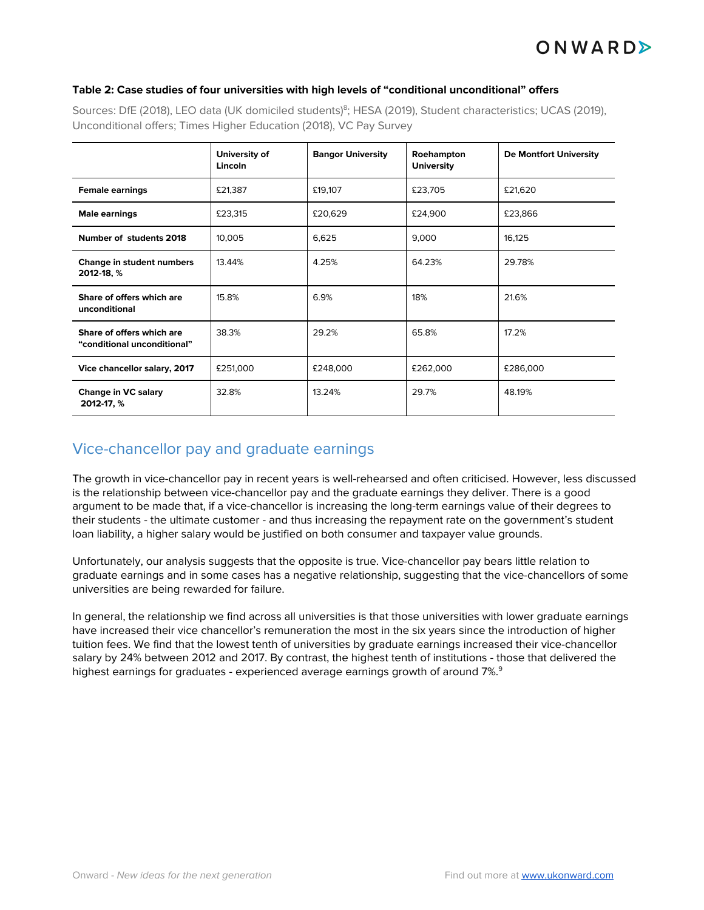**Table 2: Case studies of four universities with high levels of "conditional unconditional" offers**

Sources: DfE (2018), LEO data (UK domiciled students)[8]; HESA (2019), Student characteristics; UCAS (2019), Unconditional offers; Times Higher Education (2018), VC Pay Survey

| | University of Lincoln | Bangor University | Roehampton University | De Montfort University |
|---|---|---|---|---|
| **Female earnings** | £21,387 | £19,107 | £23,705 | £21,620 |
| **Male earnings** | £23,315 | £20,629 | £24,900 | £23,866 |
| **Number of students 2018** | 10,005 | 6,625 | 9,000 | 16,125 |
| **Change in student numbers 2012-18, %** | 13.44% | 4.25% | 64.23% | 29.78% |
| **Share of offers which are unconditional** | 15.8% | 6.9% | 18% | 21.6% |
| **Share of offers which are "conditional unconditional"** | 38.3% | 29.2% | 65.8% | 17.2% |
| **Vice chancellor salary, 2017** | £251,000 | £248,000 | £262,000 | £286,000 |
| **Change in VC salary 2012-17, %** | 32.8% | 13.24% | 29.7% | 48.19% |

## Vice-chancellor pay and graduate earnings

The growth in vice-chancellor pay in recent years is well-rehearsed and often criticised. However, less discussed is the relationship between vice-chancellor pay and the graduate earnings they deliver. There is a good argument to be made that, if a vice-chancellor is increasing the long-term earnings value of their degrees to their students - the ultimate customer - and thus increasing the repayment rate on the government's student loan liability, a higher salary would be justified on both consumer and taxpayer value grounds.

Unfortunately, our analysis suggests that the opposite is true. Vice-chancellor pay bears little relation to graduate earnings and in some cases has a negative relationship, suggesting that the vice-chancellors of some universities are being rewarded for failure.

In general, the relationship we find across all universities is that those universities with lower graduate earnings have increased their vice chancellor's remuneration the most in the six years since the introduction of higher tuition fees. We find that the lowest tenth of universities by graduate earnings increased their vice-chancellor salary by 24% between 2012 and 2017. By contrast, the highest tenth of institutions - those that delivered the highest earnings for graduates - experienced average earnings growth of around 7%.[9]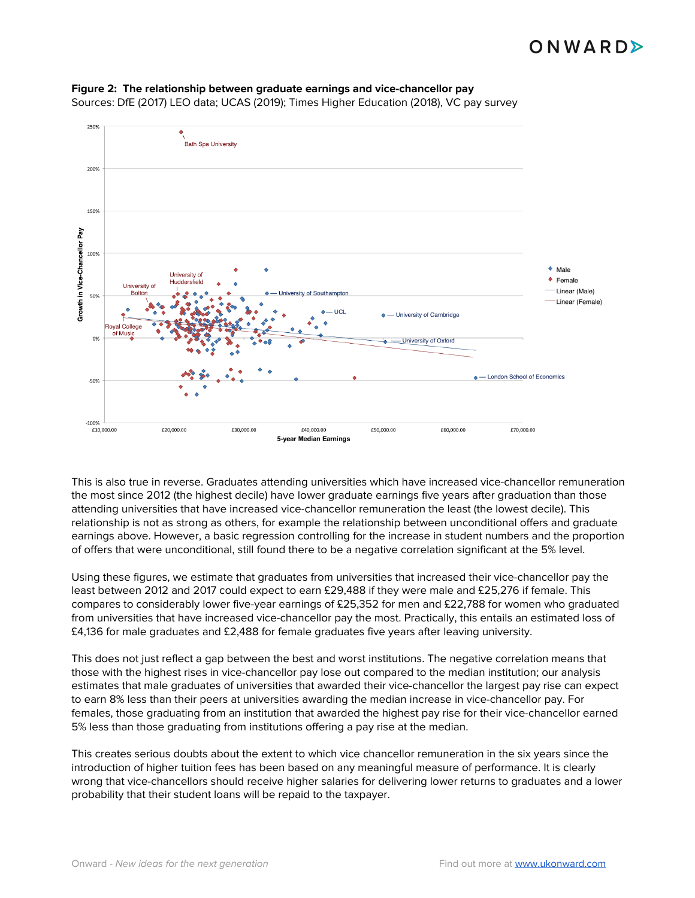**Figure 2: The relationship between graduate earnings and vice-chancellor pay**

Sources: DfE (2017) LEO data; UCAS (2019); Times Higher Education (2018), VC pay survey

Growth in Vice-Chancellor Pay

250%
200%
150%
100%
50%
0%
-50%
-100%

£10,000.00
£20,000.00
£30,000.00
£40,000.00
£50,000.00
£60,000.00
£70,000.00

5-year Median Earnings

Bath Spa University
University of Huddersfield
University of Bolton
Royal College of Music
University of Southampton
UCL
University of Cambridge
University of Oxford
London School of Economics

Male
Female
Linear (Male)
Linear (Female)

This is also true in reverse. Graduates attending universities which have increased vice-chancellor remuneration the most since 2012 (the highest decile) have lower graduate earnings five years after graduation than those attending universities that have increased vice-chancellor remuneration the least (the lowest decile). This relationship is not as strong as others, for example the relationship between unconditional offers and graduate earnings above. However, a basic regression controlling for the increase in student numbers and the proportion of offers that were unconditional, still found there to be a negative correlation significant at the 5% level.

Using these figures, we estimate that graduates from universities that increased their vice-chancellor pay the least between 2012 and 2017 could expect to earn £29,488 if they were male and £25,276 if female. This compares to considerably lower five-year earnings of £25,352 for men and £22,788 for women who graduated from universities that have increased vice-chancellor pay the most. Practically, this entails an estimated loss of £4,136 for male graduates and £2,488 for female graduates five years after leaving university.

This does not just reflect a gap between the best and worst institutions. The negative correlation means that those with the highest rises in vice-chancellor pay lose out compared to the median institution; our analysis estimates that male graduates of universities that awarded their vice-chancellor the largest pay rise can expect to earn 8% less than their peers at universities awarding the median increase in vice-chancellor pay. For females, those graduating from an institution that awarded the highest pay rise for their vice-chancellor earned 5% less than those graduating from institutions offering a pay rise at the median.

This creates serious doubts about the extent to which vice chancellor remuneration in the six years since the introduction of higher tuition fees has been based on any meaningful measure of performance. It is clearly wrong that vice-chancellors should receive higher salaries for delivering lower returns to graduates and a lower probability that their student loans will be repaid to the taxpayer.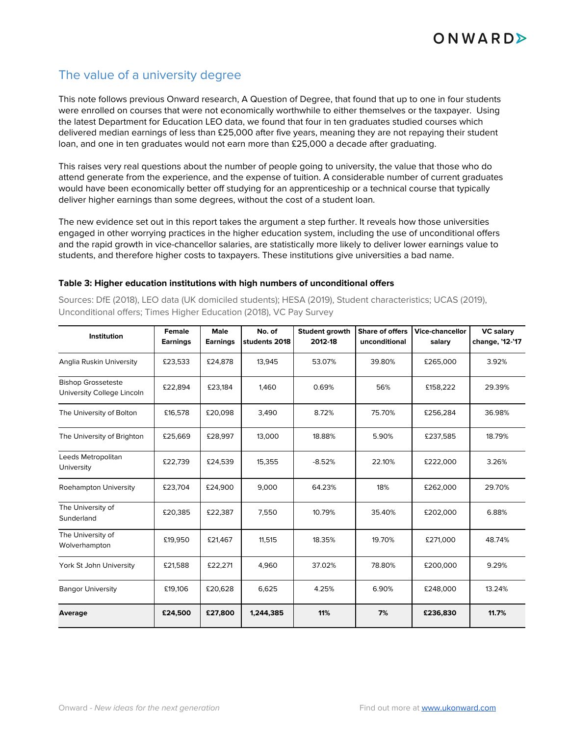## The value of a university degree

This note follows previous Onward research, A Question of Degree, that found that up to one in four students were enrolled on courses that were not economically worthwhile to either themselves or the taxpayer. Using the latest Department for Education LEO data, we found that four in ten graduates studied courses which delivered median earnings of less than £25,000 after five years, meaning they are not repaying their student loan, and one in ten graduates would not earn more than £25,000 a decade after graduating.

This raises very real questions about the number of people going to university, the value that those who do attend generate from the experience, and the expense of tuition. A considerable number of current graduates would have been economically better off studying for an apprenticeship or a technical course that typically deliver higher earnings than some degrees, without the cost of a student loan.

The new evidence set out in this report takes the argument a step further. It reveals how those universities engaged in other worrying practices in the higher education system, including the use of unconditional offers and the rapid growth in vice-chancellor salaries, are statistically more likely to deliver lower earnings value to students, and therefore higher costs to taxpayers. These institutions give universities a bad name.

**Table 3: Higher education institutions with high numbers of unconditional offers**

Sources: DfE (2018), LEO data (UK domiciled students); HESA (2019), Student characteristics; UCAS (2019), Unconditional offers; Times Higher Education (2018), VC Pay Survey

| Institution | Female Earnings | Male Earnings | No. of students 2018 | Student growth 2012-18 | Share of offers unconditional | Vice-chancellor salary | VC salary change, '12-'17 |
|---|---|---|---|---|---|---|---|
| Anglia Ruskin University | £23,533 | £24,878 | 13,945 | 53.07% | 39.80% | £265,000 | 3.92% |
| Bishop Grosseteste University College Lincoln | £22,894 | £23,184 | 1,460 | 0.69% | 56% | £158,222 | 29.39% |
| The University of Bolton | £16,578 | £20,098 | 3,490 | 8.72% | 75.70% | £256,284 | 36.98% |
| The University of Brighton | £25,669 | £28,997 | 13,000 | 18.88% | 5.90% | £237,585 | 18.79% |
| Leeds Metropolitan University | £22,739 | £24,539 | 15,355 | -8.52% | 22.10% | £222,000 | 3.26% |
| Roehampton University | £23,704 | £24,900 | 9,000 | 64.23% | 18% | £262,000 | 29.70% |
| The University of Sunderland | £20,385 | £22,387 | 7,550 | 10.79% | 35.40% | £202,000 | 6.88% |
| The University of Wolverhampton | £19,950 | £21,467 | 11,515 | 18.35% | 19.70% | £271,000 | 48.74% |
| York St John University | £21,588 | £22,271 | 4,960 | 37.02% | 78.80% | £200,000 | 9.29% |
| Bangor University | £19,106 | £20,628 | 6,625 | 4.25% | 6.90% | £248,000 | 13.24% |
| **Average** | **£24,500** | **£27,800** | **1,244,385** | **11%** | **7%** | **£236,830** | **11.7%** |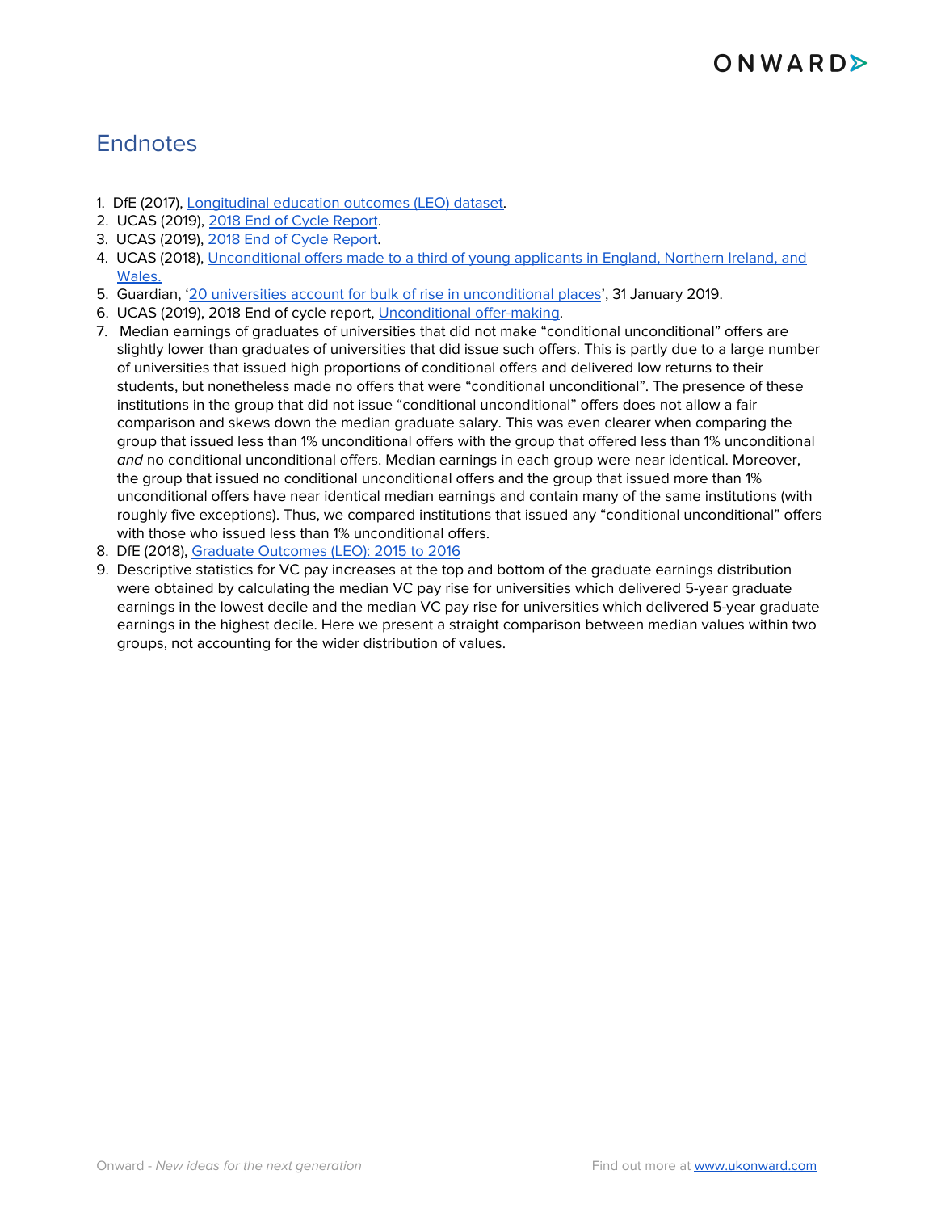# Endnotes

1. DfE (2017), Longitudinal education outcomes (LEO) dataset.
2. UCAS (2019), 2018 End of Cycle Report.
3. UCAS (2019), 2018 End of Cycle Report.
4. UCAS (2018), Unconditional offers made to a third of young applicants in England, Northern Ireland, and Wales.
5. Guardian, '20 universities account for bulk of rise in unconditional places', 31 January 2019.
6. UCAS (2019), 2018 End of cycle report, Unconditional offer-making.
7. Median earnings of graduates of universities that did not make "conditional unconditional" offers are slightly lower than graduates of universities that did issue such offers. This is partly due to a large number of universities that issued high proportions of conditional offers and delivered low returns to their students, but nonetheless made no offers that were "conditional unconditional". The presence of these institutions in the group that did not issue "conditional unconditional" offers does not allow a fair comparison and skews down the median graduate salary. This was even clearer when comparing the group that issued less than 1% unconditional offers with the group that offered less than 1% unconditional *and* no conditional unconditional offers. Median earnings in each group were near identical. Moreover, the group that issued no conditional unconditional offers and the group that issued more than 1% unconditional offers have near identical median earnings and contain many of the same institutions (with roughly five exceptions). Thus, we compared institutions that issued any "conditional unconditional" offers with those who issued less than 1% unconditional offers.
8. DfE (2018), Graduate Outcomes (LEO): 2015 to 2016
9. Descriptive statistics for VC pay increases at the top and bottom of the graduate earnings distribution were obtained by calculating the median VC pay rise for universities which delivered 5-year graduate earnings in the lowest decile and the median VC pay rise for universities which delivered 5-year graduate earnings in the highest decile. Here we present a straight comparison between median values within two groups, not accounting for the wider distribution of values.